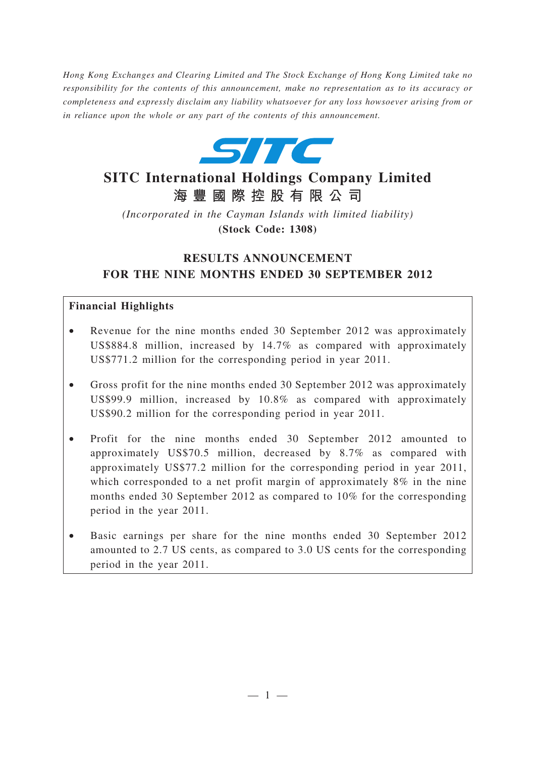*Hong Kong Exchanges and Clearing Limited and The Stock Exchange of Hong Kong Limited take no responsibility for the contents of this announcement, make no representation as to its accuracy or completeness and expressly disclaim any liability whatsoever for any loss howsoever arising from or in reliance upon the whole or any part of the contents of this announcement.*

SITC

# SITC International Holdings Company Limited
# 海 豐 國 際 控 股 有 限 公 司

*(Incorporated in the Cayman Islands with limited liability)*

**(Stock Code: 1308)**

## RESULTS ANNOUNCEMENT FOR THE NINE MONTHS ENDED 30 SEPTEMBER 2012

**Financial Highlights**

- Revenue for the nine months ended 30 September 2012 was approximately US$884.8 million, increased by 14.7% as compared with approximately US$771.2 million for the corresponding period in year 2011.
- Gross profit for the nine months ended 30 September 2012 was approximately US$99.9 million, increased by 10.8% as compared with approximately US$90.2 million for the corresponding period in year 2011.
- Profit for the nine months ended 30 September 2012 amounted to approximately US$70.5 million, decreased by 8.7% as compared with approximately US$77.2 million for the corresponding period in year 2011, which corresponded to a net profit margin of approximately 8% in the nine months ended 30 September 2012 as compared to 10% for the corresponding period in the year 2011.
- Basic earnings per share for the nine months ended 30 September 2012 amounted to 2.7 US cents, as compared to 3.0 US cents for the corresponding period in the year 2011.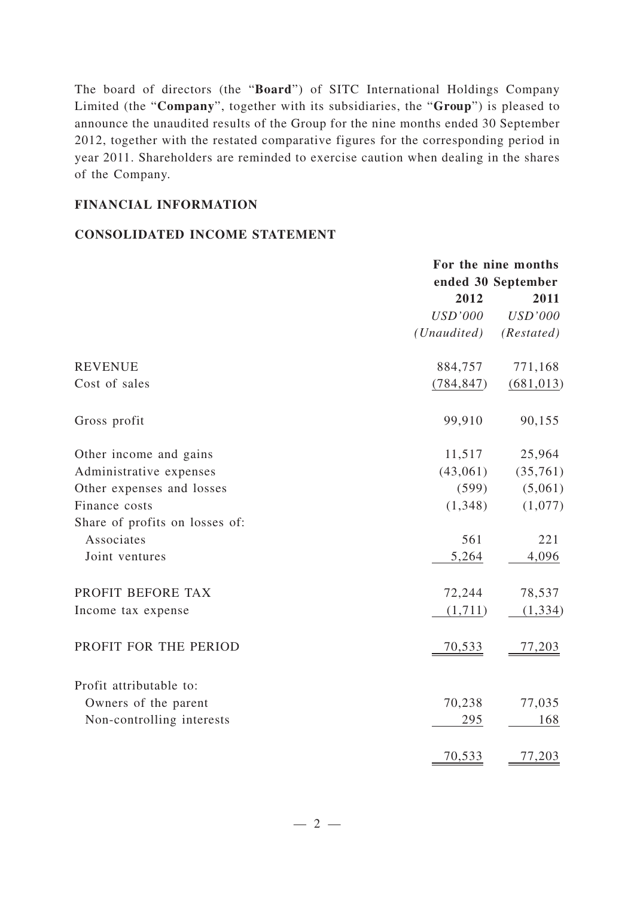The board of directors (the "**Board**") of SITC International Holdings Company Limited (the "**Company**", together with its subsidiaries, the "**Group**") is pleased to announce the unaudited results of the Group for the nine months ended 30 September 2012, together with the restated comparative figures for the corresponding period in year 2011. Shareholders are reminded to exercise caution when dealing in the shares of the Company.

## FINANCIAL INFORMATION

### CONSOLIDATED INCOME STATEMENT

| | For the nine months ended 30 September | |
|---|---|---|
| | 2012 | 2011 |
| | *USD'000* | *USD'000* |
| | *(Unaudited)* | *(Restated)* |
| REVENUE | 884,757 | 771,168 |
| Cost of sales | (784,847) | (681,013) |
| Gross profit | 99,910 | 90,155 |
| Other income and gains | 11,517 | 25,964 |
| Administrative expenses | (43,061) | (35,761) |
| Other expenses and losses | (599) | (5,061) |
| Finance costs | (1,348) | (1,077) |
| Share of profits on losses of: | | |
| Associates | 561 | 221 |
| Joint ventures | 5,264 | 4,096 |
| PROFIT BEFORE TAX | 72,244 | 78,537 |
| Income tax expense | (1,711) | (1,334) |
| PROFIT FOR THE PERIOD | 70,533 | 77,203 |
| Profit attributable to: | | |
| Owners of the parent | 70,238 | 77,035 |
| Non-controlling interests | 295 | 168 |
| | 70,533 | 77,203 |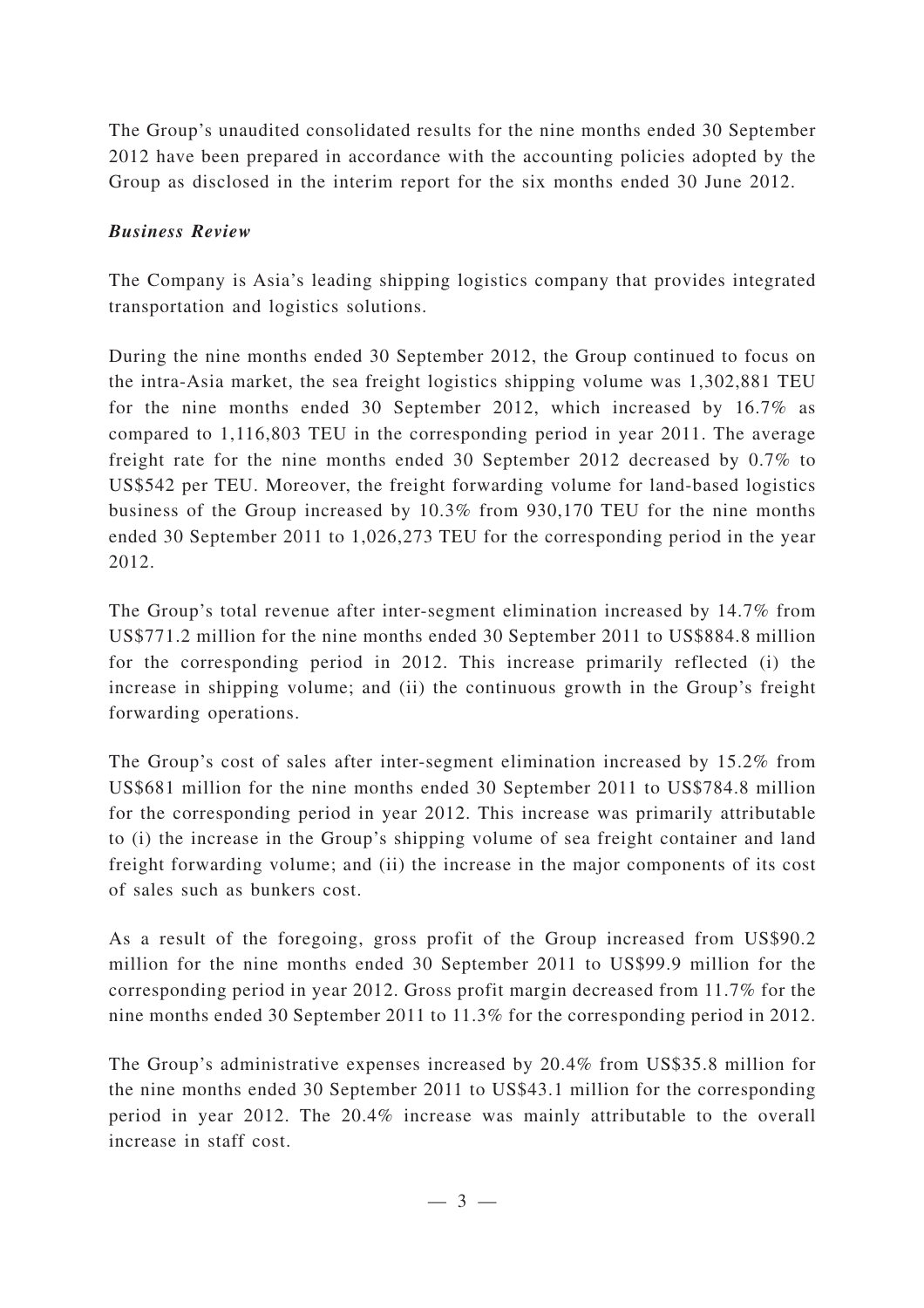The Group's unaudited consolidated results for the nine months ended 30 September 2012 have been prepared in accordance with the accounting policies adopted by the Group as disclosed in the interim report for the six months ended 30 June 2012.

***Business Review***

The Company is Asia's leading shipping logistics company that provides integrated transportation and logistics solutions.

During the nine months ended 30 September 2012, the Group continued to focus on the intra-Asia market, the sea freight logistics shipping volume was 1,302,881 TEU for the nine months ended 30 September 2012, which increased by 16.7% as compared to 1,116,803 TEU in the corresponding period in year 2011. The average freight rate for the nine months ended 30 September 2012 decreased by 0.7% to US$542 per TEU. Moreover, the freight forwarding volume for land-based logistics business of the Group increased by 10.3% from 930,170 TEU for the nine months ended 30 September 2011 to 1,026,273 TEU for the corresponding period in the year 2012.

The Group's total revenue after inter-segment elimination increased by 14.7% from US$771.2 million for the nine months ended 30 September 2011 to US$884.8 million for the corresponding period in 2012. This increase primarily reflected (i) the increase in shipping volume; and (ii) the continuous growth in the Group's freight forwarding operations.

The Group's cost of sales after inter-segment elimination increased by 15.2% from US$681 million for the nine months ended 30 September 2011 to US$784.8 million for the corresponding period in year 2012. This increase was primarily attributable to (i) the increase in the Group's shipping volume of sea freight container and land freight forwarding volume; and (ii) the increase in the major components of its cost of sales such as bunkers cost.

As a result of the foregoing, gross profit of the Group increased from US$90.2 million for the nine months ended 30 September 2011 to US$99.9 million for the corresponding period in year 2012. Gross profit margin decreased from 11.7% for the nine months ended 30 September 2011 to 11.3% for the corresponding period in 2012.

The Group's administrative expenses increased by 20.4% from US$35.8 million for the nine months ended 30 September 2011 to US$43.1 million for the corresponding period in year 2012. The 20.4% increase was mainly attributable to the overall increase in staff cost.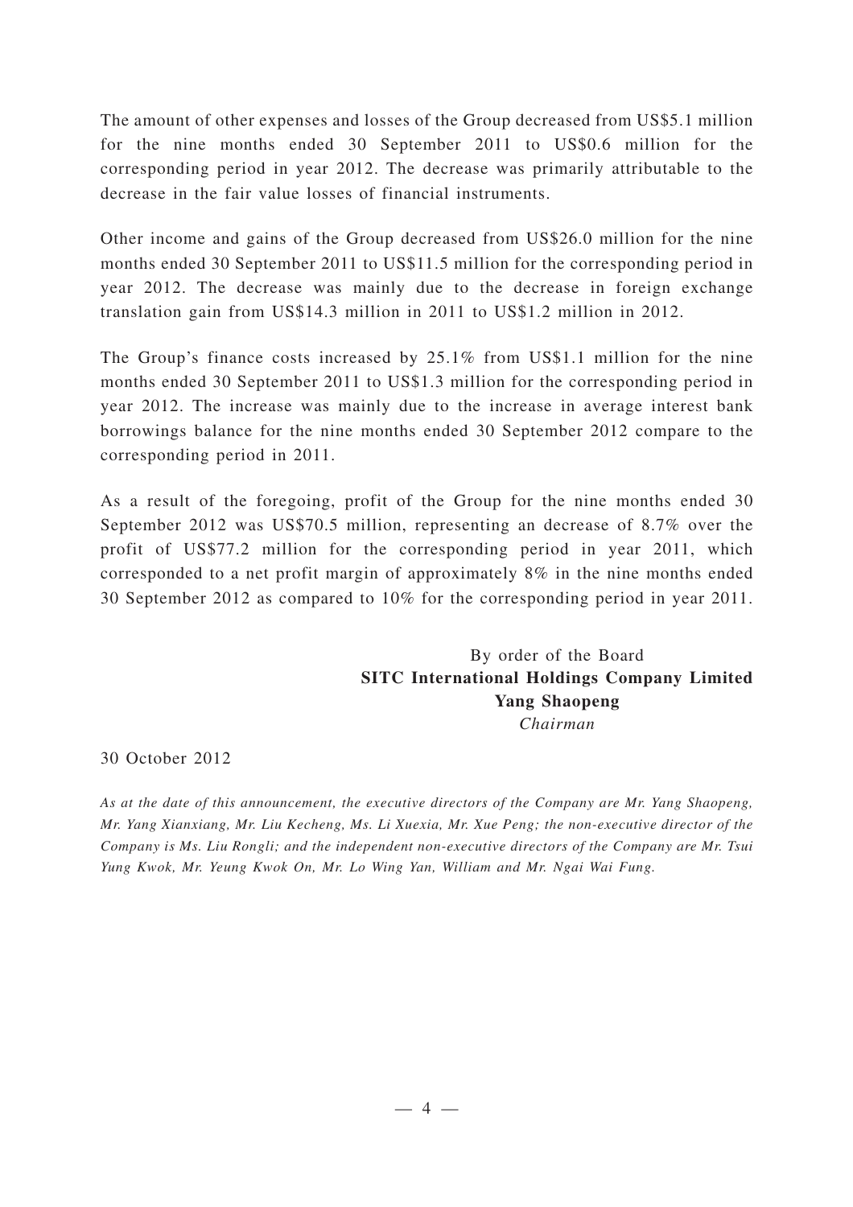The amount of other expenses and losses of the Group decreased from US$5.1 million for the nine months ended 30 September 2011 to US$0.6 million for the corresponding period in year 2012. The decrease was primarily attributable to the decrease in the fair value losses of financial instruments.

Other income and gains of the Group decreased from US$26.0 million for the nine months ended 30 September 2011 to US$11.5 million for the corresponding period in year 2012. The decrease was mainly due to the decrease in foreign exchange translation gain from US$14.3 million in 2011 to US$1.2 million in 2012.

The Group's finance costs increased by 25.1% from US$1.1 million for the nine months ended 30 September 2011 to US$1.3 million for the corresponding period in year 2012. The increase was mainly due to the increase in average interest bank borrowings balance for the nine months ended 30 September 2012 compare to the corresponding period in 2011.

As a result of the foregoing, profit of the Group for the nine months ended 30 September 2012 was US$70.5 million, representing an decrease of 8.7% over the profit of US$77.2 million for the corresponding period in year 2011, which corresponded to a net profit margin of approximately 8% in the nine months ended 30 September 2012 as compared to 10% for the corresponding period in year 2011.

By order of the Board
**SITC International Holdings Company Limited**
**Yang Shaopeng**
*Chairman*

30 October 2012

*As at the date of this announcement, the executive directors of the Company are Mr. Yang Shaopeng, Mr. Yang Xianxiang, Mr. Liu Kecheng, Ms. Li Xuexia, Mr. Xue Peng; the non-executive director of the Company is Ms. Liu Rongli; and the independent non-executive directors of the Company are Mr. Tsui Yung Kwok, Mr. Yeung Kwok On, Mr. Lo Wing Yan, William and Mr. Ngai Wai Fung.*